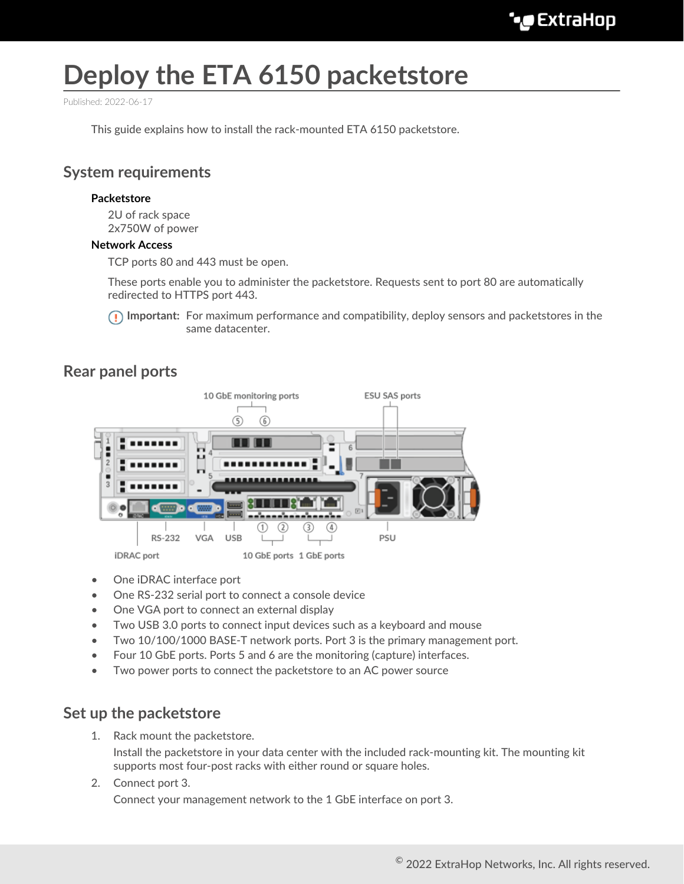# Deploy the ETA 6150 packetstore

Published: 2022-06-17

This guide explains how to install the rack-mounted ETA 6150 packetstore.

## System requirements

**Packetstore**

2U of rack space
2x750W of power

**Network Access**

TCP ports 80 and 443 must be open.

These ports enable you to administer the packetstore. Requests sent to port 80 are automatically redirected to HTTPS port 443.

**Important:** For maximum performance and compatibility, deploy sensors and packetstores in the same datacenter.

## Rear panel ports

- One iDRAC interface port
- One RS-232 serial port to connect a console device
- One VGA port to connect an external display
- Two USB 3.0 ports to connect input devices such as a keyboard and mouse
- Two 10/100/1000 BASE-T network ports. Port 3 is the primary management port.
- Four 10 GbE ports. Ports 5 and 6 are the monitoring (capture) interfaces.
- Two power ports to connect the packetstore to an AC power source

## Set up the packetstore

1. Rack mount the packetstore.

   Install the packetstore in your data center with the included rack-mounting kit. The mounting kit supports most four-post racks with either round or square holes.

2. Connect port 3.

   Connect your management network to the 1 GbE interface on port 3.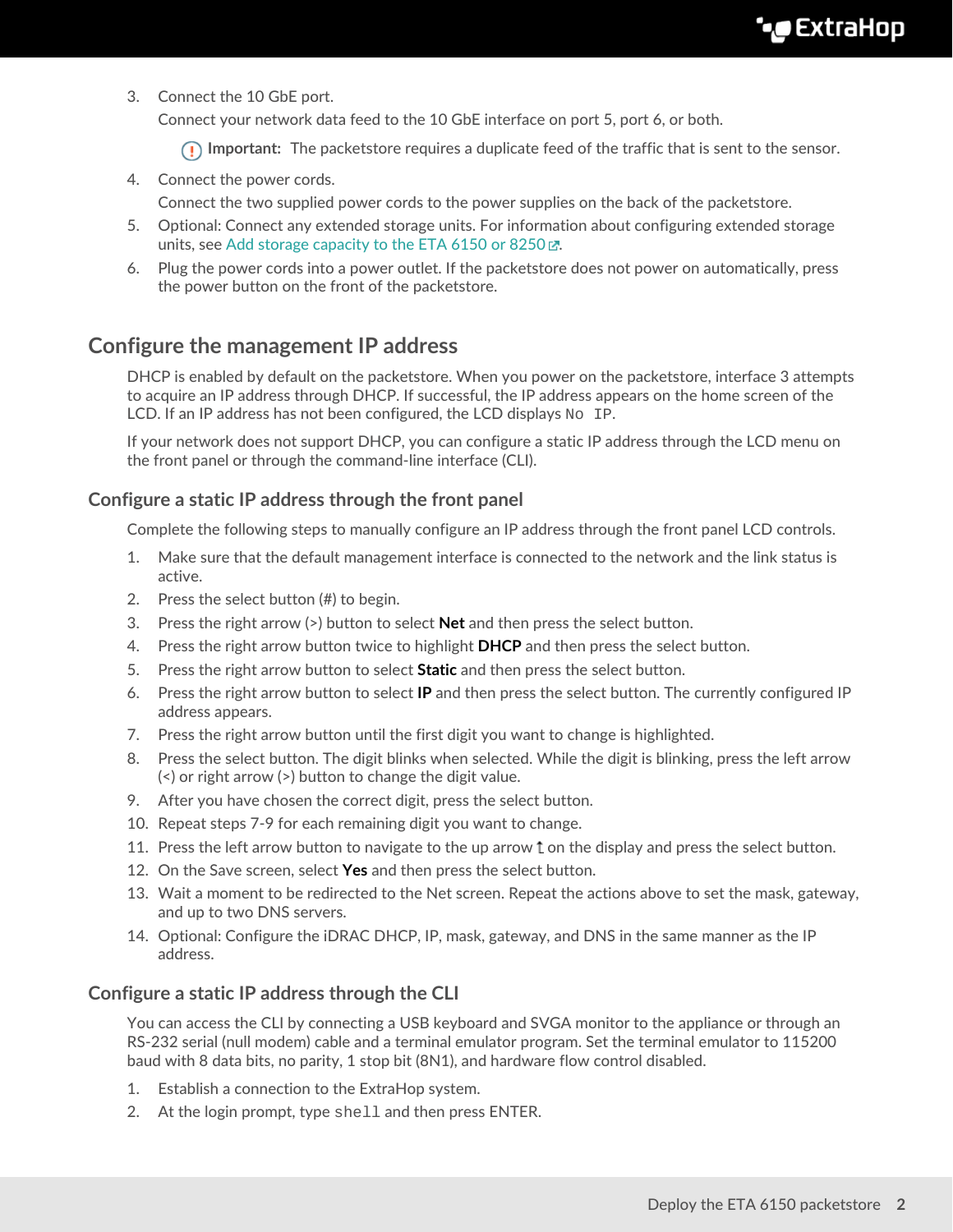3. Connect the 10 GbE port.

   Connect your network data feed to the 10 GbE interface on port 5, port 6, or both.

   > **Important:** The packetstore requires a duplicate feed of the traffic that is sent to the sensor.

4. Connect the power cords.

   Connect the two supplied power cords to the power supplies on the back of the packetstore.

5. Optional: Connect any extended storage units. For information about configuring extended storage units, see Add storage capacity to the ETA 6150 or 8250.
6. Plug the power cords into a power outlet. If the packetstore does not power on automatically, press the power button on the front of the packetstore.

## Configure the management IP address

DHCP is enabled by default on the packetstore. When you power on the packetstore, interface 3 attempts to acquire an IP address through DHCP. If successful, the IP address appears on the home screen of the LCD. If an IP address has not been configured, the LCD displays `No IP`.

If your network does not support DHCP, you can configure a static IP address through the LCD menu on the front panel or through the command-line interface (CLI).

### Configure a static IP address through the front panel

Complete the following steps to manually configure an IP address through the front panel LCD controls.

1. Make sure that the default management interface is connected to the network and the link status is active.
2. Press the select button (#) to begin.
3. Press the right arrow (>) button to select **Net** and then press the select button.
4. Press the right arrow button twice to highlight **DHCP** and then press the select button.
5. Press the right arrow button to select **Static** and then press the select button.
6. Press the right arrow button to select **IP** and then press the select button. The currently configured IP address appears.
7. Press the right arrow button until the first digit you want to change is highlighted.
8. Press the select button. The digit blinks when selected. While the digit is blinking, press the left arrow (<) or right arrow (>) button to change the digit value.
9. After you have chosen the correct digit, press the select button.
10. Repeat steps 7-9 for each remaining digit you want to change.
11. Press the left arrow button to navigate to the up arrow ↥ on the display and press the select button.
12. On the Save screen, select **Yes** and then press the select button.
13. Wait a moment to be redirected to the Net screen. Repeat the actions above to set the mask, gateway, and up to two DNS servers.
14. Optional: Configure the iDRAC DHCP, IP, mask, gateway, and DNS in the same manner as the IP address.

### Configure a static IP address through the CLI

You can access the CLI by connecting a USB keyboard and SVGA monitor to the appliance or through an RS-232 serial (null modem) cable and a terminal emulator program. Set the terminal emulator to 115200 baud with 8 data bits, no parity, 1 stop bit (8N1), and hardware flow control disabled.

1. Establish a connection to the ExtraHop system.
2. At the login prompt, type `shell` and then press ENTER.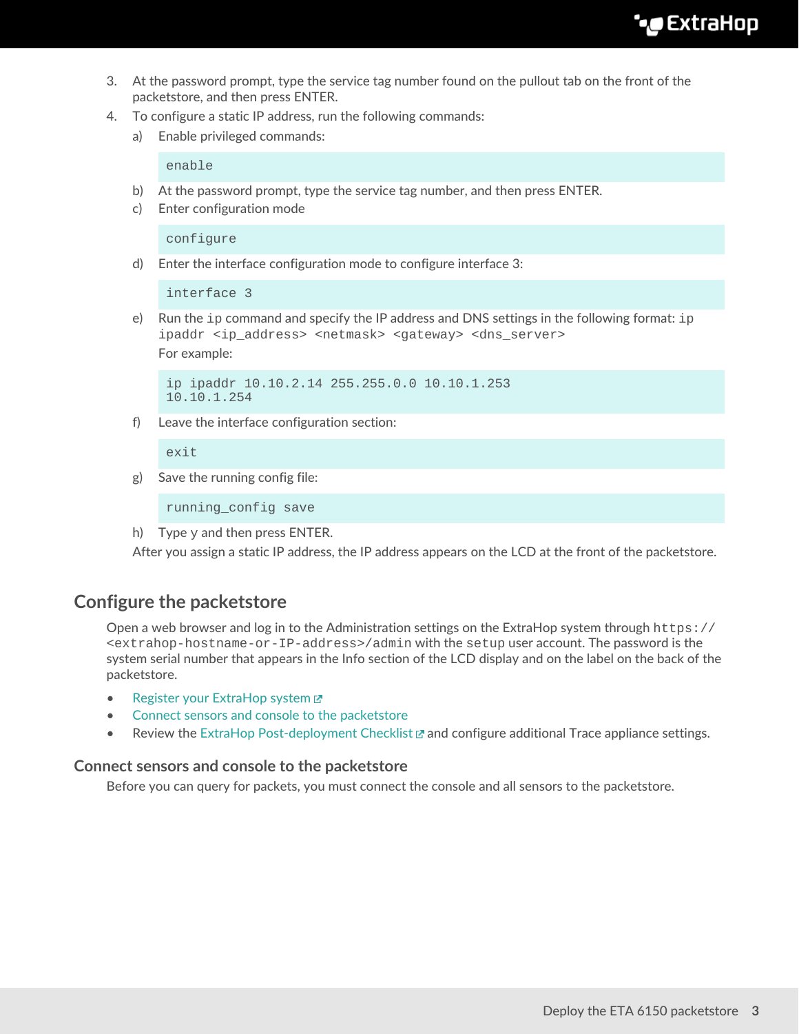3. At the password prompt, type the service tag number found on the pullout tab on the front of the packetstore, and then press ENTER.
4. To configure a static IP address, run the following commands:
   a) Enable privileged commands:

   ```
   enable
   ```

   b) At the password prompt, type the service tag number, and then press ENTER.
   c) Enter configuration mode

   ```
   configure
   ```

   d) Enter the interface configuration mode to configure interface 3:

   ```
   interface 3
   ```

   e) Run the `ip` command and specify the IP address and DNS settings in the following format: `ip ipaddr <ip_address> <netmask> <gateway> <dns_server>`

   For example:

   ```
   ip ipaddr 10.10.2.14 255.255.0.0 10.10.1.253
   10.10.1.254
   ```

   f) Leave the interface configuration section:

   ```
   exit
   ```

   g) Save the running config file:

   ```
   running_config save
   ```

   h) Type y and then press ENTER.

   After you assign a static IP address, the IP address appears on the LCD at the front of the packetstore.

## Configure the packetstore

Open a web browser and log in to the Administration settings on the ExtraHop system through `https://<extrahop-hostname-or-IP-address>/admin` with the `setup` user account. The password is the system serial number that appears in the Info section of the LCD display and on the label on the back of the packetstore.

- Register your ExtraHop system
- Connect sensors and console to the packetstore
- Review the ExtraHop Post-deployment Checklist and configure additional Trace appliance settings.

### Connect sensors and console to the packetstore

Before you can query for packets, you must connect the console and all sensors to the packetstore.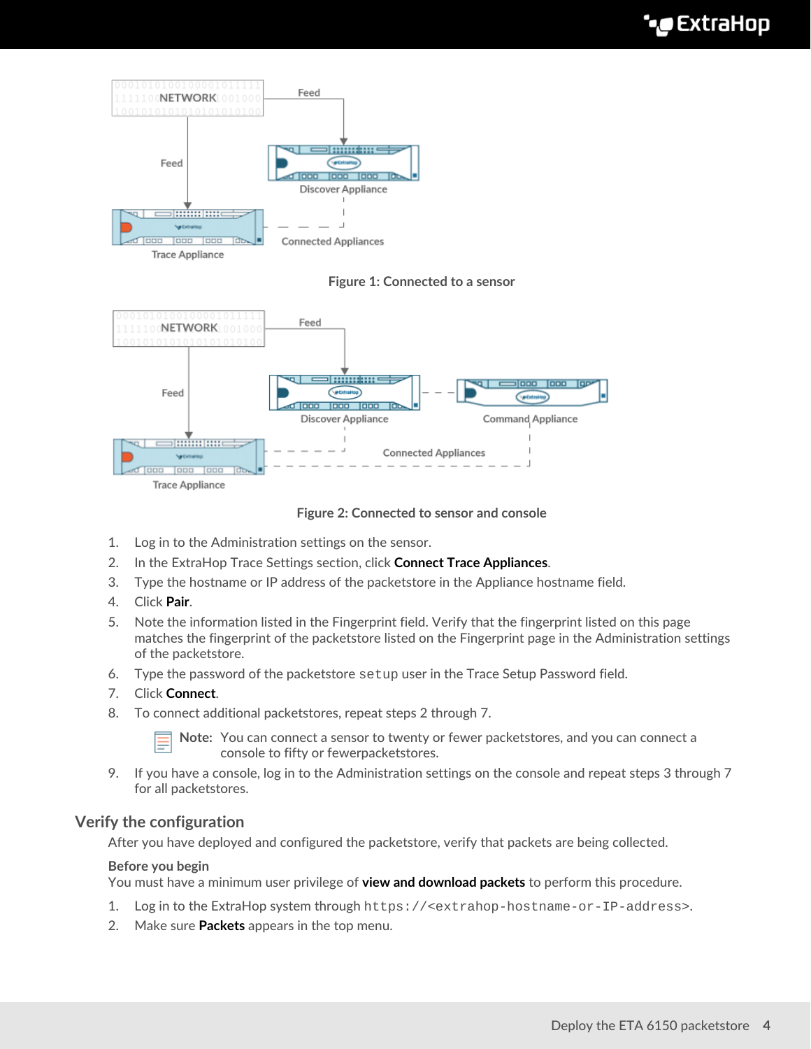Figure 1: Connected to a sensor

Figure 2: Connected to sensor and console

1. Log in to the Administration settings on the sensor.
2. In the ExtraHop Trace Settings section, click **Connect Trace Appliances**.
3. Type the hostname or IP address of the packetstore in the Appliance hostname field.
4. Click **Pair**.
5. Note the information listed in the Fingerprint field. Verify that the fingerprint listed on this page matches the fingerprint of the packetstore listed on the Fingerprint page in the Administration settings of the packetstore.
6. Type the password of the packetstore `setup` user in the Trace Setup Password field.
7. Click **Connect**.
8. To connect additional packetstores, repeat steps 2 through 7.

   **Note:** You can connect a sensor to twenty or fewer packetstores, and you can connect a console to fifty or fewerpacketstores.

9. If you have a console, log in to the Administration settings on the console and repeat steps 3 through 7 for all packetstores.

## Verify the configuration

After you have deployed and configured the packetstore, verify that packets are being collected.

**Before you begin**

You must have a minimum user privilege of **view and download packets** to perform this procedure.

1. Log in to the ExtraHop system through `https://<extrahop-hostname-or-IP-address>`.
2. Make sure **Packets** appears in the top menu.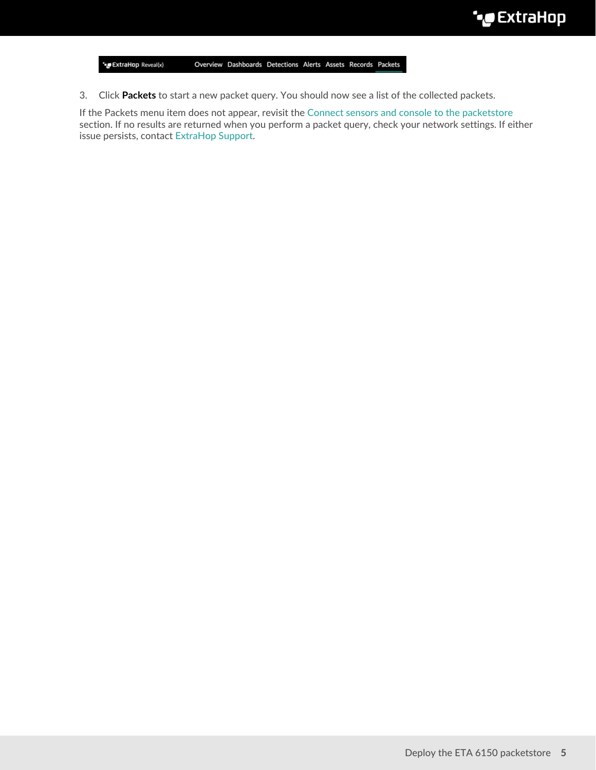3. Click **Packets** to start a new packet query. You should now see a list of the collected packets.

If the Packets menu item does not appear, revisit the Connect sensors and console to the packetstore section. If no results are returned when you perform a packet query, check your network settings. If either issue persists, contact ExtraHop Support.